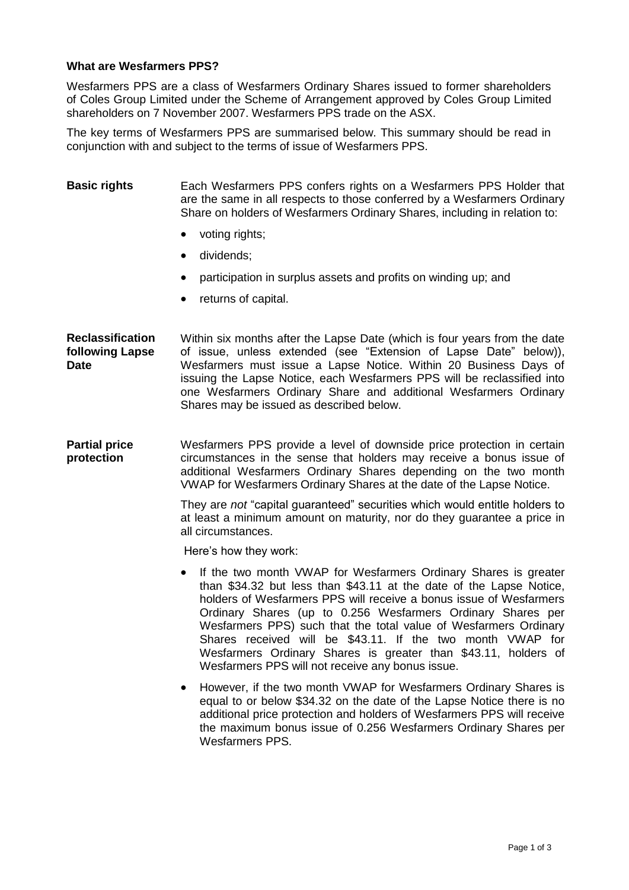**What are Wesfarmers PPS?**

Wesfarmers PPS are a class of Wesfarmers Ordinary Shares issued to former shareholders of Coles Group Limited under the Scheme of Arrangement approved by Coles Group Limited shareholders on 7 November 2007. Wesfarmers PPS trade on the ASX.

The key terms of Wesfarmers PPS are summarised below. This summary should be read in conjunction with and subject to the terms of issue of Wesfarmers PPS.

**Basic rights**

Each Wesfarmers PPS confers rights on a Wesfarmers PPS Holder that are the same in all respects to those conferred by a Wesfarmers Ordinary Share on holders of Wesfarmers Ordinary Shares, including in relation to:

- voting rights;
- dividends;
- participation in surplus assets and profits on winding up; and
- returns of capital.

**Reclassification following Lapse Date**

Within six months after the Lapse Date (which is four years from the date of issue, unless extended (see "Extension of Lapse Date" below)), Wesfarmers must issue a Lapse Notice. Within 20 Business Days of issuing the Lapse Notice, each Wesfarmers PPS will be reclassified into one Wesfarmers Ordinary Share and additional Wesfarmers Ordinary Shares may be issued as described below.

**Partial price protection**

Wesfarmers PPS provide a level of downside price protection in certain circumstances in the sense that holders may receive a bonus issue of additional Wesfarmers Ordinary Shares depending on the two month VWAP for Wesfarmers Ordinary Shares at the date of the Lapse Notice.

They are *not* "capital guaranteed" securities which would entitle holders to at least a minimum amount on maturity, nor do they guarantee a price in all circumstances.

Here's how they work:

- If the two month VWAP for Wesfarmers Ordinary Shares is greater than $34.32 but less than $43.11 at the date of the Lapse Notice, holders of Wesfarmers PPS will receive a bonus issue of Wesfarmers Ordinary Shares (up to 0.256 Wesfarmers Ordinary Shares per Wesfarmers PPS) such that the total value of Wesfarmers Ordinary Shares received will be $43.11. If the two month VWAP for Wesfarmers Ordinary Shares is greater than $43.11, holders of Wesfarmers PPS will not receive any bonus issue.
- However, if the two month VWAP for Wesfarmers Ordinary Shares is equal to or below $34.32 on the date of the Lapse Notice there is no additional price protection and holders of Wesfarmers PPS will receive the maximum bonus issue of 0.256 Wesfarmers Ordinary Shares per Wesfarmers PPS.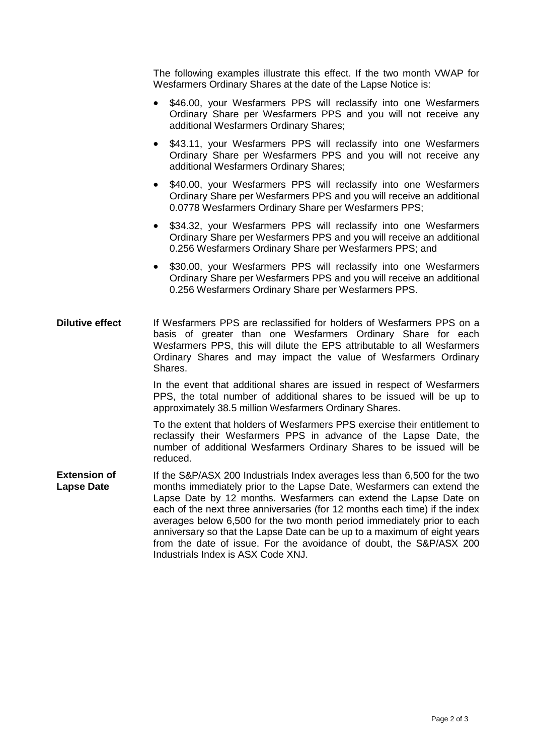The following examples illustrate this effect. If the two month VWAP for Wesfarmers Ordinary Shares at the date of the Lapse Notice is:

- \$46.00, your Wesfarmers PPS will reclassify into one Wesfarmers Ordinary Share per Wesfarmers PPS and you will not receive any additional Wesfarmers Ordinary Shares;
- \$43.11, your Wesfarmers PPS will reclassify into one Wesfarmers Ordinary Share per Wesfarmers PPS and you will not receive any additional Wesfarmers Ordinary Shares;
- \$40.00, your Wesfarmers PPS will reclassify into one Wesfarmers Ordinary Share per Wesfarmers PPS and you will receive an additional 0.0778 Wesfarmers Ordinary Share per Wesfarmers PPS;
- \$34.32, your Wesfarmers PPS will reclassify into one Wesfarmers Ordinary Share per Wesfarmers PPS and you will receive an additional 0.256 Wesfarmers Ordinary Share per Wesfarmers PPS; and
- \$30.00, your Wesfarmers PPS will reclassify into one Wesfarmers Ordinary Share per Wesfarmers PPS and you will receive an additional 0.256 Wesfarmers Ordinary Share per Wesfarmers PPS.

**Dilutive effect**

If Wesfarmers PPS are reclassified for holders of Wesfarmers PPS on a basis of greater than one Wesfarmers Ordinary Share for each Wesfarmers PPS, this will dilute the EPS attributable to all Wesfarmers Ordinary Shares and may impact the value of Wesfarmers Ordinary Shares.

In the event that additional shares are issued in respect of Wesfarmers PPS, the total number of additional shares to be issued will be up to approximately 38.5 million Wesfarmers Ordinary Shares.

To the extent that holders of Wesfarmers PPS exercise their entitlement to reclassify their Wesfarmers PPS in advance of the Lapse Date, the number of additional Wesfarmers Ordinary Shares to be issued will be reduced.

**Extension of Lapse Date**

If the S&P/ASX 200 Industrials Index averages less than 6,500 for the two months immediately prior to the Lapse Date, Wesfarmers can extend the Lapse Date by 12 months. Wesfarmers can extend the Lapse Date on each of the next three anniversaries (for 12 months each time) if the index averages below 6,500 for the two month period immediately prior to each anniversary so that the Lapse Date can be up to a maximum of eight years from the date of issue. For the avoidance of doubt, the S&P/ASX 200 Industrials Index is ASX Code XNJ.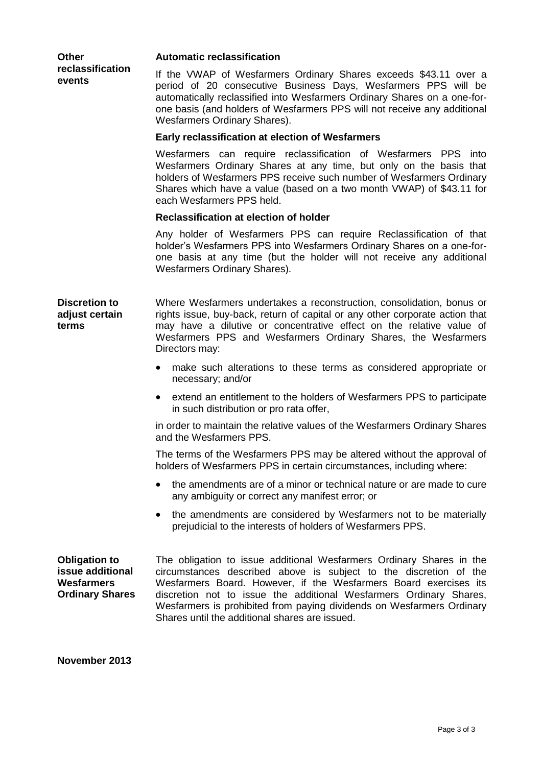**Other reclassification events**

**Automatic reclassification**

If the VWAP of Wesfarmers Ordinary Shares exceeds $43.11 over a period of 20 consecutive Business Days, Wesfarmers PPS will be automatically reclassified into Wesfarmers Ordinary Shares on a one-for-one basis (and holders of Wesfarmers PPS will not receive any additional Wesfarmers Ordinary Shares).

**Early reclassification at election of Wesfarmers**

Wesfarmers can require reclassification of Wesfarmers PPS into Wesfarmers Ordinary Shares at any time, but only on the basis that holders of Wesfarmers PPS receive such number of Wesfarmers Ordinary Shares which have a value (based on a two month VWAP) of $43.11 for each Wesfarmers PPS held.

**Reclassification at election of holder**

Any holder of Wesfarmers PPS can require Reclassification of that holder's Wesfarmers PPS into Wesfarmers Ordinary Shares on a one-for-one basis at any time (but the holder will not receive any additional Wesfarmers Ordinary Shares).

**Discretion to adjust certain terms**

Where Wesfarmers undertakes a reconstruction, consolidation, bonus or rights issue, buy-back, return of capital or any other corporate action that may have a dilutive or concentrative effect on the relative value of Wesfarmers PPS and Wesfarmers Ordinary Shares, the Wesfarmers Directors may:

- make such alterations to these terms as considered appropriate or necessary; and/or
- extend an entitlement to the holders of Wesfarmers PPS to participate in such distribution or pro rata offer,

in order to maintain the relative values of the Wesfarmers Ordinary Shares and the Wesfarmers PPS.

The terms of the Wesfarmers PPS may be altered without the approval of holders of Wesfarmers PPS in certain circumstances, including where:

- the amendments are of a minor or technical nature or are made to cure any ambiguity or correct any manifest error; or
- the amendments are considered by Wesfarmers not to be materially prejudicial to the interests of holders of Wesfarmers PPS.

**Obligation to issue additional Wesfarmers Ordinary Shares**

The obligation to issue additional Wesfarmers Ordinary Shares in the circumstances described above is subject to the discretion of the Wesfarmers Board. However, if the Wesfarmers Board exercises its discretion not to issue the additional Wesfarmers Ordinary Shares, Wesfarmers is prohibited from paying dividends on Wesfarmers Ordinary Shares until the additional shares are issued.

**November 2013**